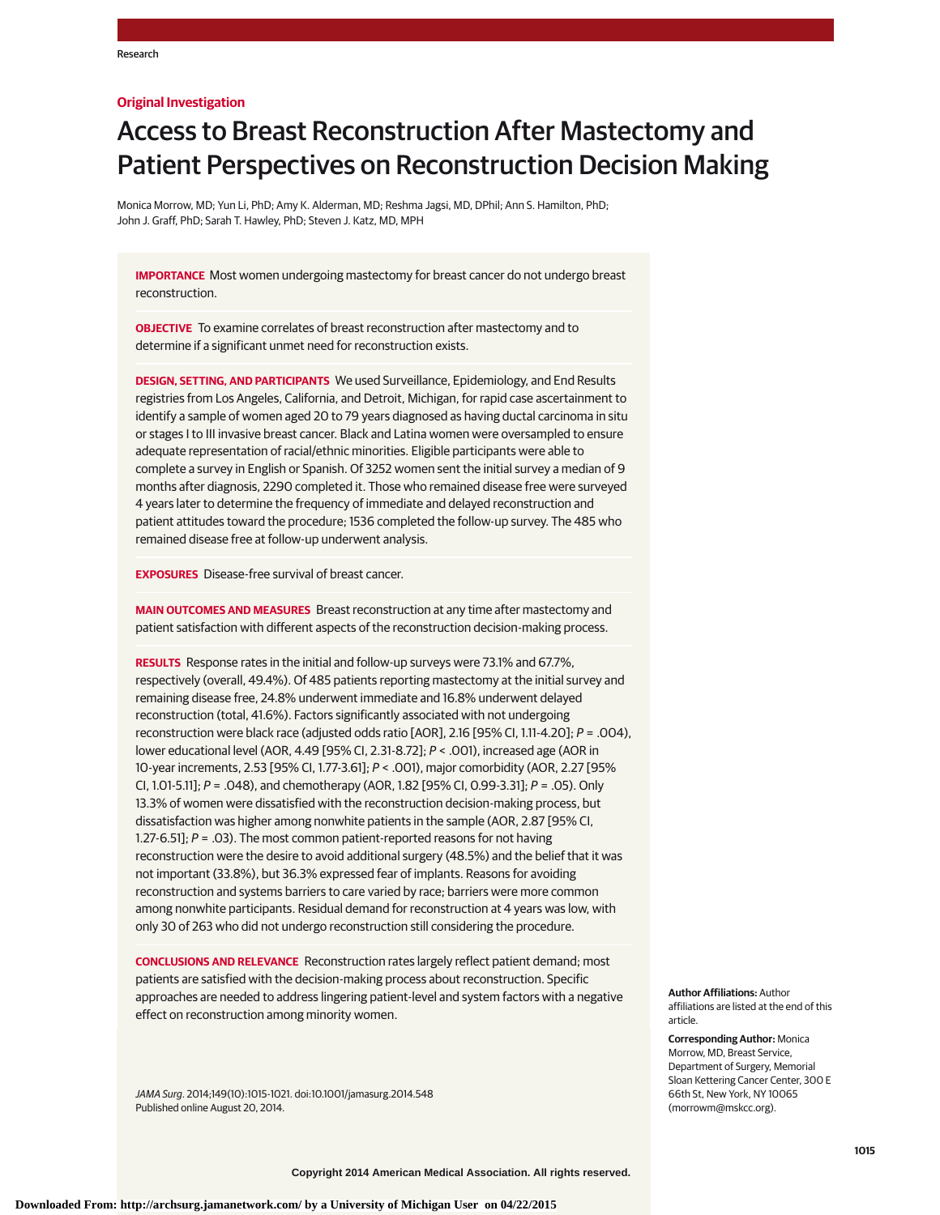Original Investigation

# Access to Breast Reconstruction After Mastectomy and Patient Perspectives on Reconstruction Decision Making

Monica Morrow, MD; Yun Li, PhD; Amy K. Alderman, MD; Reshma Jagsi, MD, DPhil; Ann S. Hamilton, PhD; John J. Graff, PhD; Sarah T. Hawley, PhD; Steven J. Katz, MD, MPH

**IMPORTANCE** Most women undergoing mastectomy for breast cancer do not undergo breast reconstruction.

**OBJECTIVE** To examine correlates of breast reconstruction after mastectomy and to determine if a significant unmet need for reconstruction exists.

**DESIGN, SETTING, AND PARTICIPANTS** We used Surveillance, Epidemiology, and End Results registries from Los Angeles, California, and Detroit, Michigan, for rapid case ascertainment to identify a sample of women aged 20 to 79 years diagnosed as having ductal carcinoma in situ or stages I to III invasive breast cancer. Black and Latina women were oversampled to ensure adequate representation of racial/ethnic minorities. Eligible participants were able to complete a survey in English or Spanish. Of 3252 women sent the initial survey a median of 9 months after diagnosis, 2290 completed it. Those who remained disease free were surveyed 4 years later to determine the frequency of immediate and delayed reconstruction and patient attitudes toward the procedure; 1536 completed the follow-up survey. The 485 who remained disease free at follow-up underwent analysis.

**EXPOSURES** Disease-free survival of breast cancer.

**MAIN OUTCOMES AND MEASURES** Breast reconstruction at any time after mastectomy and patient satisfaction with different aspects of the reconstruction decision-making process.

**RESULTS** Response rates in the initial and follow-up surveys were 73.1% and 67.7%, respectively (overall, 49.4%). Of 485 patients reporting mastectomy at the initial survey and remaining disease free, 24.8% underwent immediate and 16.8% underwent delayed reconstruction (total, 41.6%). Factors significantly associated with not undergoing reconstruction were black race (adjusted odds ratio [AOR], 2.16 [95% CI, 1.11-4.20]; *P* = .004), lower educational level (AOR, 4.49 [95% CI, 2.31-8.72]; *P* < .001), increased age (AOR in 10-year increments, 2.53 [95% CI, 1.77-3.61]; *P* < .001), major comorbidity (AOR, 2.27 [95% CI, 1.01-5.11]; *P* = .048), and chemotherapy (AOR, 1.82 [95% CI, 0.99-3.31]; *P* = .05). Only 13.3% of women were dissatisfied with the reconstruction decision-making process, but dissatisfaction was higher among nonwhite patients in the sample (AOR, 2.87 [95% CI, 1.27-6.51]; *P* = .03). The most common patient-reported reasons for not having reconstruction were the desire to avoid additional surgery (48.5%) and the belief that it was not important (33.8%), but 36.3% expressed fear of implants. Reasons for avoiding reconstruction and systems barriers to care varied by race; barriers were more common among nonwhite participants. Residual demand for reconstruction at 4 years was low, with only 30 of 263 who did not undergo reconstruction still considering the procedure.

**CONCLUSIONS AND RELEVANCE** Reconstruction rates largely reflect patient demand; most patients are satisfied with the decision-making process about reconstruction. Specific approaches are needed to address lingering patient-level and system factors with a negative effect on reconstruction among minority women.

*JAMA Surg*. 2014;149(10):1015-1021. doi:10.1001/jamasurg.2014.548
Published online August 20, 2014.

**Author Affiliations:** Author affiliations are listed at the end of this article.

**Corresponding Author:** Monica Morrow, MD, Breast Service, Department of Surgery, Memorial Sloan Kettering Cancer Center, 300 E 66th St, New York, NY 10065 (morrowm@mskcc.org).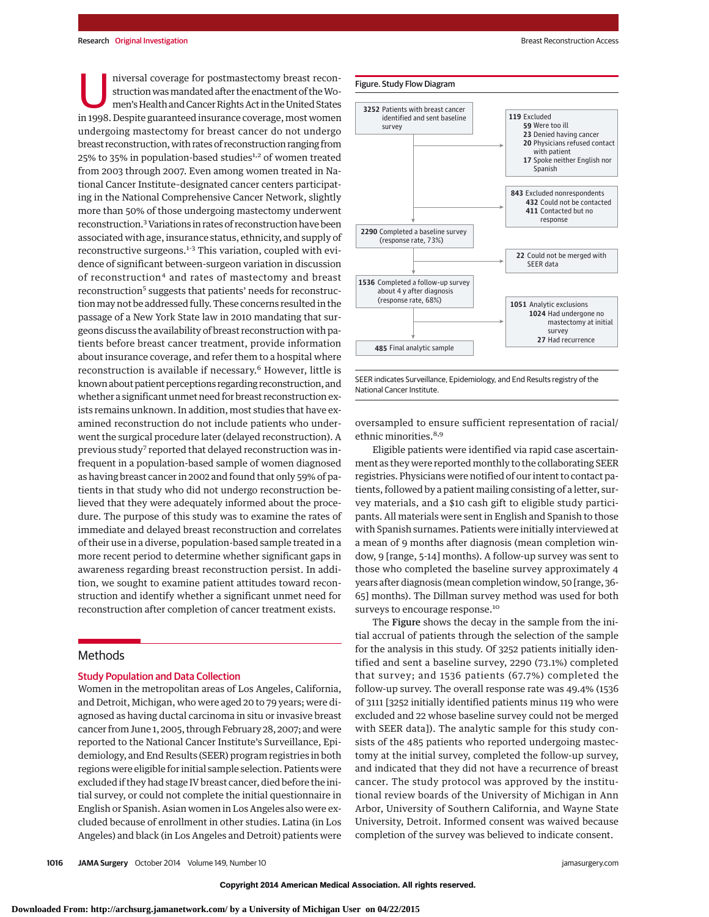Universal coverage for postmastectomy breast reconstruction was mandated after the enactment of the Women's Health and Cancer Rights Act in the United States in 1998. Despite guaranteed insurance coverage, most women undergoing mastectomy for breast cancer do not undergo breast reconstruction, with rates of reconstruction ranging from 25% to 35% in population-based studies[1,2] of women treated from 2003 through 2007. Even among women treated in National Cancer Institute–designated cancer centers participating in the National Comprehensive Cancer Network, slightly more than 50% of those undergoing mastectomy underwent reconstruction.[3] Variations in rates of reconstruction have been associated with age, insurance status, ethnicity, and supply of reconstructive surgeons.[1-3] This variation, coupled with evidence of significant between-surgeon variation in discussion of reconstruction[4] and rates of mastectomy and breast reconstruction[5] suggests that patients' needs for reconstruction may not be addressed fully. These concerns resulted in the passage of a New York State law in 2010 mandating that surgeons discuss the availability of breast reconstruction with patients before breast cancer treatment, provide information about insurance coverage, and refer them to a hospital where reconstruction is available if necessary.[6] However, little is known about patient perceptions regarding reconstruction, and whether a significant unmet need for breast reconstruction exists remains unknown. In addition, most studies that have examined reconstruction do not include patients who underwent the surgical procedure later (delayed reconstruction). A previous study[7] reported that delayed reconstruction was infrequent in a population-based sample of women diagnosed as having breast cancer in 2002 and found that only 59% of patients in that study who did not undergo reconstruction believed that they were adequately informed about the procedure. The purpose of this study was to examine the rates of immediate and delayed breast reconstruction and correlates of their use in a diverse, population-based sample treated in a more recent period to determine whether significant gaps in awareness regarding breast reconstruction persist. In addition, we sought to examine patient attitudes toward reconstruction and identify whether a significant unmet need for reconstruction after completion of cancer treatment exists.

## Methods

### Study Population and Data Collection

Women in the metropolitan areas of Los Angeles, California, and Detroit, Michigan, who were aged 20 to 79 years; were diagnosed as having ductal carcinoma in situ or invasive breast cancer from June 1, 2005, through February 28, 2007; and were reported to the National Cancer Institute's Surveillance, Epidemiology, and End Results (SEER) program registries in both regions were eligible for initial sample selection. Patients were excluded if they had stage IV breast cancer, died before the initial survey, or could not complete the initial questionnaire in English or Spanish. Asian women in Los Angeles also were excluded because of enrollment in other studies. Latina (in Los Angeles) and black (in Los Angeles and Detroit) patients were oversampled to ensure sufficient representation of racial/ethnic minorities.[8,9]

Figure. Study Flow Diagram

- **3252** Patients with breast cancer identified and sent baseline survey
  - **119** Excluded
    - **59** Were too ill
    - **23** Denied having cancer
    - **20** Physicians refused contact with patient
    - **17** Spoke neither English nor Spanish
  - **843** Excluded nonrespondents
    - **432** Could not be contacted
    - **411** Contacted but no response
- **2290** Completed a baseline survey (response rate, 73%)
  - **22** Could not be merged with SEER data
- **1536** Completed a follow-up survey about 4 y after diagnosis (response rate, 68%)
  - **1051** Analytic exclusions
    - **1024** Had undergone no mastectomy at initial survey
    - **27** Had recurrence
- **485** Final analytic sample

SEER indicates Surveillance, Epidemiology, and End Results registry of the National Cancer Institute.

Eligible patients were identified via rapid case ascertainment as they were reported monthly to the collaborating SEER registries. Physicians were notified of our intent to contact patients, followed by a patient mailing consisting of a letter, survey materials, and a $10 cash gift to eligible study participants. All materials were sent in English and Spanish to those with Spanish surnames. Patients were initially interviewed at a mean of 9 months after diagnosis (mean completion window, 9 [range, 5-14] months). A follow-up survey was sent to those who completed the baseline survey approximately 4 years after diagnosis (mean completion window, 50 [range, 36-65] months). The Dillman survey method was used for both surveys to encourage response.[10]

The **Figure** shows the decay in the sample from the initial accrual of patients through the selection of the sample for the analysis in this study. Of 3252 patients initially identified and sent a baseline survey, 2290 (73.1%) completed that survey; and 1536 patients (67.7%) completed the follow-up survey. The overall response rate was 49.4% (1536 of 3111 [3252 initially identified patients minus 119 who were excluded and 22 whose baseline survey could not be merged with SEER data]). The analytic sample for this study consists of the 485 patients who reported undergoing mastectomy at the initial survey, completed the follow-up survey, and indicated that they did not have a recurrence of breast cancer. The study protocol was approved by the institutional review boards of the University of Michigan in Ann Arbor, University of Southern California, and Wayne State University, Detroit. Informed consent was waived because completion of the survey was believed to indicate consent.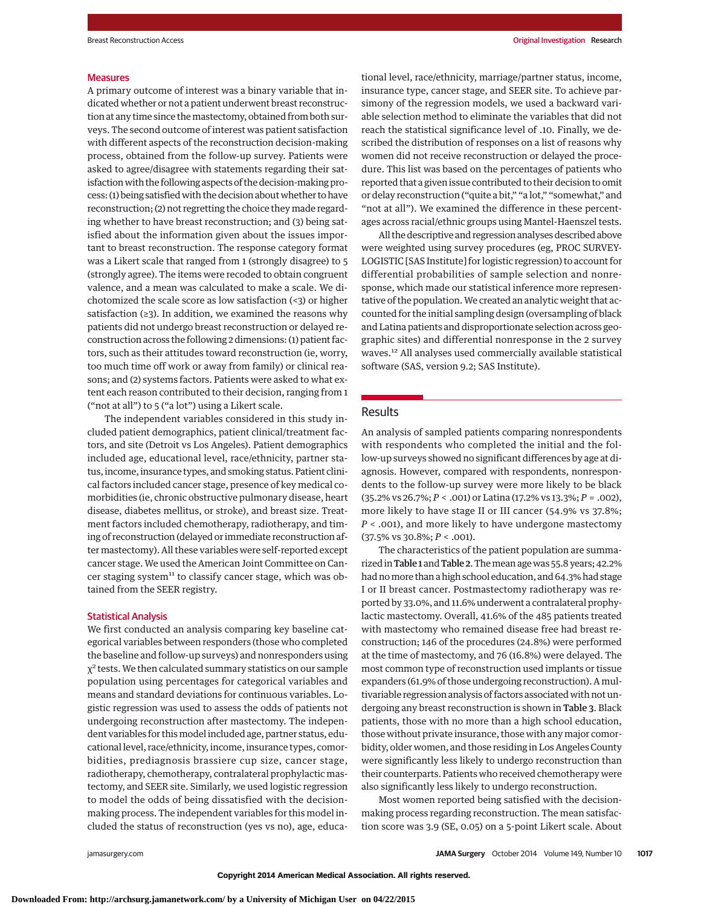## Measures

A primary outcome of interest was a binary variable that indicated whether or not a patient underwent breast reconstruction at any time since the mastectomy, obtained from both surveys. The second outcome of interest was patient satisfaction with different aspects of the reconstruction decision-making process, obtained from the follow-up survey. Patients were asked to agree/disagree with statements regarding their satisfaction with the following aspects of the decision-making process: (1) being satisfied with the decision about whether to have reconstruction; (2) not regretting the choice they made regarding whether to have breast reconstruction; and (3) being satisfied about the information given about the issues important to breast reconstruction. The response category format was a Likert scale that ranged from 1 (strongly disagree) to 5 (strongly agree). The items were recoded to obtain congruent valence, and a mean was calculated to make a scale. We dichotomized the scale score as low satisfaction (<3) or higher satisfaction (≥3). In addition, we examined the reasons why patients did not undergo breast reconstruction or delayed reconstruction across the following 2 dimensions: (1) patient factors, such as their attitudes toward reconstruction (ie, worry, too much time off work or away from family) or clinical reasons; and (2) systems factors. Patients were asked to what extent each reason contributed to their decision, ranging from 1 ("not at all") to 5 ("a lot") using a Likert scale.

The independent variables considered in this study included patient demographics, patient clinical/treatment factors, and site (Detroit vs Los Angeles). Patient demographics included age, educational level, race/ethnicity, partner status, income, insurance types, and smoking status. Patient clinical factors included cancer stage, presence of key medical comorbidities (ie, chronic obstructive pulmonary disease, heart disease, diabetes mellitus, or stroke), and breast size. Treatment factors included chemotherapy, radiotherapy, and timing of reconstruction (delayed or immediate reconstruction after mastectomy). All these variables were self-reported except cancer stage. We used the American Joint Committee on Cancer staging system[11] to classify cancer stage, which was obtained from the SEER registry.

## Statistical Analysis

We first conducted an analysis comparing key baseline categorical variables between responders (those who completed the baseline and follow-up surveys) and nonresponders using $\chi^2$ tests. We then calculated summary statistics on our sample population using percentages for categorical variables and means and standard deviations for continuous variables. Logistic regression was used to assess the odds of patients not undergoing reconstruction after mastectomy. The independent variables for this model included age, partner status, educational level, race/ethnicity, income, insurance types, comorbidities, prediagnosis brassiere cup size, cancer stage, radiotherapy, chemotherapy, contralateral prophylactic mastectomy, and SEER site. Similarly, we used logistic regression to model the odds of being dissatisfied with the decision-making process. The independent variables for this model included the status of reconstruction (yes vs no), age, educational level, race/ethnicity, marriage/partner status, income, insurance type, cancer stage, and SEER site. To achieve parsimony of the regression models, we used a backward variable selection method to eliminate the variables that did not reach the statistical significance level of .10. Finally, we described the distribution of responses on a list of reasons why women did not receive reconstruction or delayed the procedure. This list was based on the percentages of patients who reported that a given issue contributed to their decision to omit or delay reconstruction ("quite a bit," "a lot," "somewhat," and "not at all"). We examined the difference in these percentages across racial/ethnic groups using Mantel-Haenszel tests.

All the descriptive and regression analyses described above were weighted using survey procedures (eg, PROC SURVEYLOGISTIC [SAS Institute] for logistic regression) to account for differential probabilities of sample selection and nonresponse, which made our statistical inference more representative of the population. We created an analytic weight that accounted for the initial sampling design (oversampling of black and Latina patients and disproportionate selection across geographic sites) and differential nonresponse in the 2 survey waves.[12] All analyses used commercially available statistical software (SAS, version 9.2; SAS Institute).

# Results

An analysis of sampled patients comparing nonrespondents with respondents who completed the initial and the follow-up surveys showed no significant differences by age at diagnosis. However, compared with respondents, nonrespondents to the follow-up survey were more likely to be black (35.2% vs 26.7%; $P < .001$) or Latina (17.2% vs 13.3%; $P = .002$), more likely to have stage II or III cancer (54.9% vs 37.8%; $P < .001$), and more likely to have undergone mastectomy (37.5% vs 30.8%; $P < .001$).

The characteristics of the patient population are summarized in Table 1 and Table 2. The mean age was 55.8 years; 42.2% had no more than a high school education, and 64.3% had stage I or II breast cancer. Postmastectomy radiotherapy was reported by 33.0%, and 11.6% underwent a contralateral prophylactic mastectomy. Overall, 41.6% of the 485 patients treated with mastectomy who remained disease free had breast reconstruction; 146 of the procedures (24.8%) were performed at the time of mastectomy, and 76 (16.8%) were delayed. The most common type of reconstruction used implants or tissue expanders (61.9% of those undergoing reconstruction). A multivariable regression analysis of factors associated with not undergoing any breast reconstruction is shown in Table 3. Black patients, those with no more than a high school education, those without private insurance, those with any major comorbidity, older women, and those residing in Los Angeles County were significantly less likely to undergo reconstruction than their counterparts. Patients who received chemotherapy were also significantly less likely to undergo reconstruction.

Most women reported being satisfied with the decision-making process regarding reconstruction. The mean satisfaction score was 3.9 (SE, 0.05) on a 5-point Likert scale. About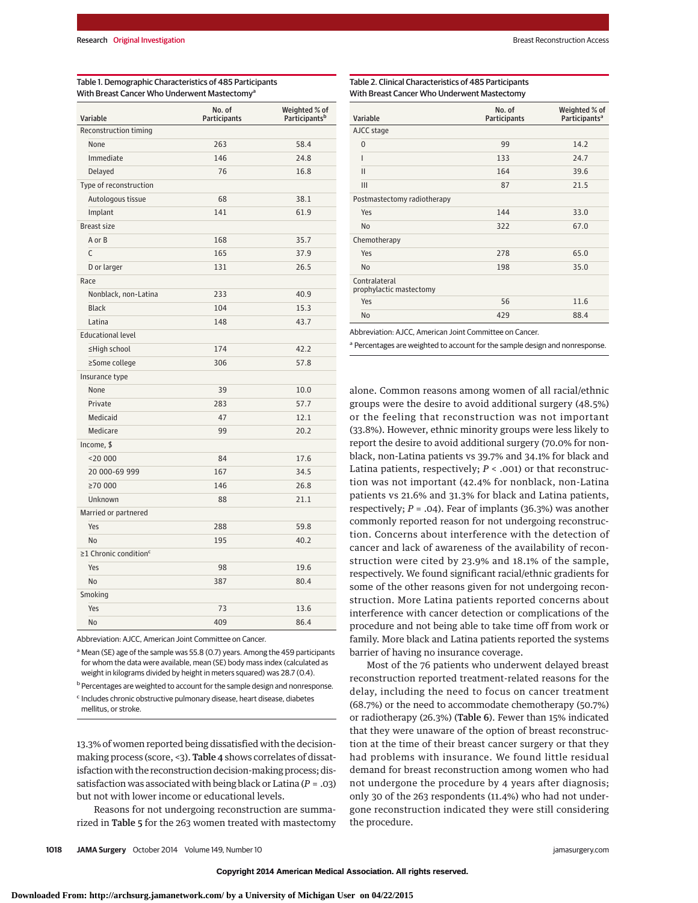Table 1. Demographic Characteristics of 485 Participants With Breast Cancer Who Underwent Mastectomy[a]

| Variable | No. of Participants | Weighted % of Participants[b] |
|---|---|---|
| Reconstruction timing | | |
| None | 263 | 58.4 |
| Immediate | 146 | 24.8 |
| Delayed | 76 | 16.8 |
| Type of reconstruction | | |
| Autologous tissue | 68 | 38.1 |
| Implant | 141 | 61.9 |
| Breast size | | |
| A or B | 168 | 35.7 |
| C | 165 | 37.9 |
| D or larger | 131 | 26.5 |
| Race | | |
| Nonblack, non-Latina | 233 | 40.9 |
| Black | 104 | 15.3 |
| Latina | 148 | 43.7 |
| Educational level | | |
| ≤High school | 174 | 42.2 |
| ≥Some college | 306 | 57.8 |
| Insurance type | | |
| None | 39 | 10.0 |
| Private | 283 | 57.7 |
| Medicaid | 47 | 12.1 |
| Medicare | 99 | 20.2 |
| Income, $ | | |
| <20 000 | 84 | 17.6 |
| 20 000-69 999 | 167 | 34.5 |
| ≥70 000 | 146 | 26.8 |
| Unknown | 88 | 21.1 |
| Married or partnered | | |
| Yes | 288 | 59.8 |
| No | 195 | 40.2 |
| ≥1 Chronic condition[c] | | |
| Yes | 98 | 19.6 |
| No | 387 | 80.4 |
| Smoking | | |
| Yes | 73 | 13.6 |
| No | 409 | 86.4 |

Abbreviation: AJCC, American Joint Committee on Cancer.

[a] Mean (SE) age of the sample was 55.8 (0.7) years. Among the 459 participants for whom the data were available, mean (SE) body mass index (calculated as weight in kilograms divided by height in meters squared) was 28.7 (0.4).

[b] Percentages are weighted to account for the sample design and nonresponse.

[c] Includes chronic obstructive pulmonary disease, heart disease, diabetes mellitus, or stroke.

Table 2. Clinical Characteristics of 485 Participants With Breast Cancer Who Underwent Mastectomy

| Variable | No. of Participants | Weighted % of Participants[a] |
|---|---|---|
| AJCC stage | | |
| 0 | 99 | 14.2 |
| I | 133 | 24.7 |
| II | 164 | 39.6 |
| III | 87 | 21.5 |
| Postmastectomy radiotherapy | | |
| Yes | 144 | 33.0 |
| No | 322 | 67.0 |
| Chemotherapy | | |
| Yes | 278 | 65.0 |
| No | 198 | 35.0 |
| Contralateral prophylactic mastectomy | | |
| Yes | 56 | 11.6 |
| No | 429 | 88.4 |

Abbreviation: AJCC, American Joint Committee on Cancer.

[a] Percentages are weighted to account for the sample design and nonresponse.

13.3% of women reported being dissatisfied with the decision-making process (score, <3). **Table 4** shows correlates of dissatisfaction with the reconstruction decision-making process; dissatisfaction was associated with being black or Latina ($P = .03$) but not with lower income or educational levels.

Reasons for not undergoing reconstruction are summarized in **Table 5** for the 263 women treated with mastectomy alone. Common reasons among women of all racial/ethnic groups were the desire to avoid additional surgery (48.5%) or the feeling that reconstruction was not important (33.8%). However, ethnic minority groups were less likely to report the desire to avoid additional surgery (70.0% for nonblack, non-Latina patients vs 39.7% and 34.1% for black and Latina patients, respectively; $P < .001$) or that reconstruction was not important (42.4% for nonblack, non-Latina patients vs 21.6% and 31.3% for black and Latina patients, respectively; $P = .04$). Fear of implants (36.3%) was another commonly reported reason for not undergoing reconstruction. Concerns about interference with the detection of cancer and lack of awareness of the availability of reconstruction were cited by 23.9% and 18.1% of the sample, respectively. We found significant racial/ethnic gradients for some of the other reasons given for not undergoing reconstruction. More Latina patients reported concerns about interference with cancer detection or complications of the procedure and not being able to take time off from work or family. More black and Latina patients reported the systems barrier of having no insurance coverage.

Most of the 76 patients who underwent delayed breast reconstruction reported treatment-related reasons for the delay, including the need to focus on cancer treatment (68.7%) or the need to accommodate chemotherapy (50.7%) or radiotherapy (26.3%) (**Table 6**). Fewer than 15% indicated that they were unaware of the option of breast reconstruction at the time of their breast cancer surgery or that they had problems with insurance. We found little residual demand for breast reconstruction among women who had not undergone the procedure by 4 years after diagnosis; only 30 of the 263 respondents (11.4%) who had not undergone reconstruction indicated they were still considering the procedure.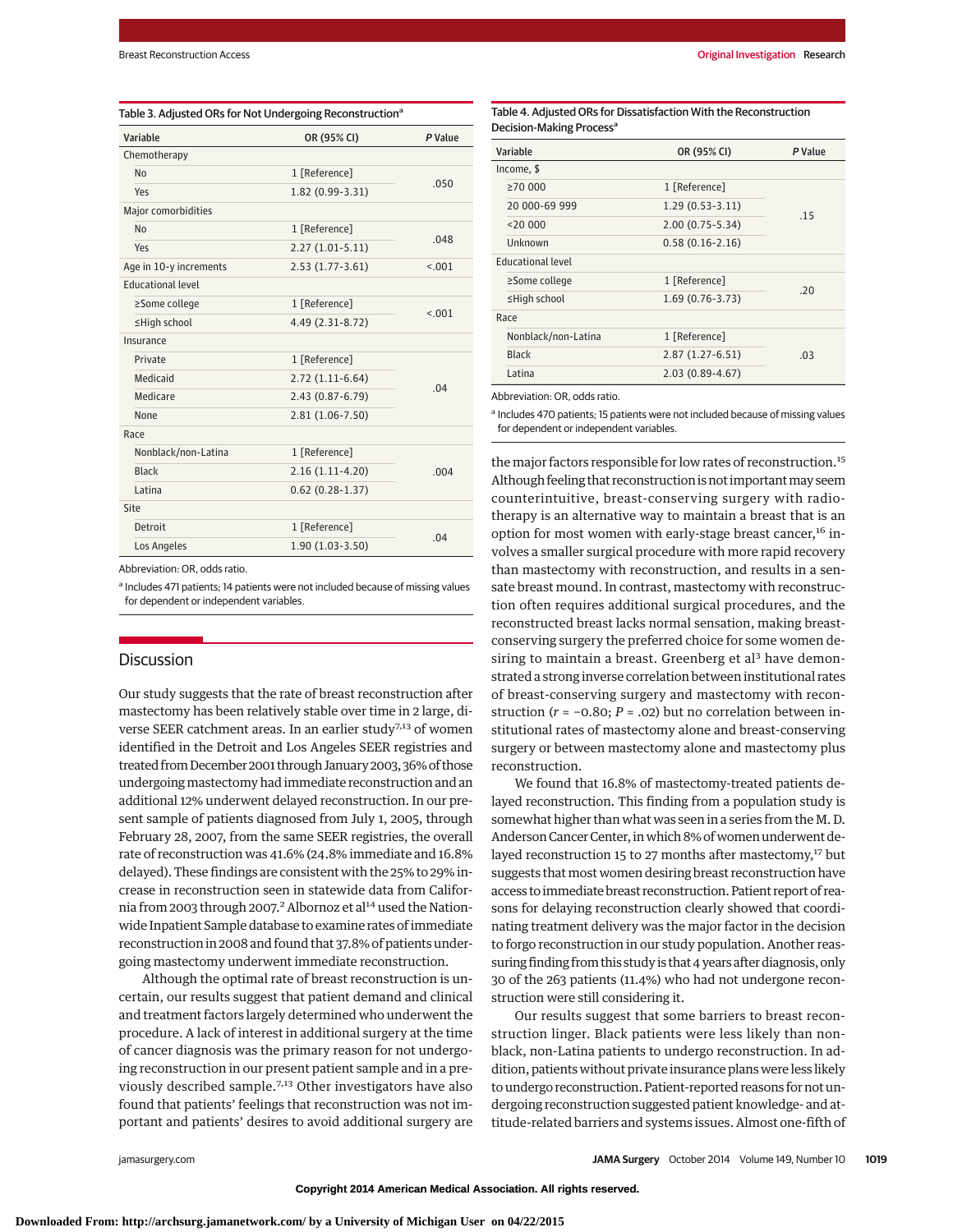Table 3. Adjusted ORs for Not Undergoing Reconstruction[a]

| Variable | OR (95% CI) | P Value |
|---|---|---|
| Chemotherapy | | |
| No | 1 [Reference] | .050 |
| Yes | 1.82 (0.99-3.31) | |
| Major comorbidities | | |
| No | 1 [Reference] | .048 |
| Yes | 2.27 (1.01-5.11) | |
| Age in 10-y increments | 2.53 (1.77-3.61) | <.001 |
| Educational level | | |
| ≥Some college | 1 [Reference] | <.001 |
| ≤High school | 4.49 (2.31-8.72) | |
| Insurance | | |
| Private | 1 [Reference] | .04 |
| Medicaid | 2.72 (1.11-6.64) | |
| Medicare | 2.43 (0.87-6.79) | |
| None | 2.81 (1.06-7.50) | |
| Race | | |
| Nonblack/non-Latina | 1 [Reference] | .004 |
| Black | 2.16 (1.11-4.20) | |
| Latina | 0.62 (0.28-1.37) | |
| Site | | |
| Detroit | 1 [Reference] | .04 |
| Los Angeles | 1.90 (1.03-3.50) | |

Abbreviation: OR, odds ratio.

[a] Includes 471 patients; 14 patients were not included because of missing values for dependent or independent variables.

Table 4. Adjusted ORs for Dissatisfaction With the Reconstruction Decision-Making Process[a]

| Variable | OR (95% CI) | P Value |
|---|---|---|
| Income, $ | | |
| ≥70 000 | 1 [Reference] | .15 |
| 20 000-69 999 | 1.29 (0.53-3.11) | |
| <20 000 | 2.00 (0.75-5.34) | |
| Unknown | 0.58 (0.16-2.16) | |
| Educational level | | |
| ≥Some college | 1 [Reference] | .20 |
| ≤High school | 1.69 (0.76-3.73) | |
| Race | | |
| Nonblack/non-Latina | 1 [Reference] | .03 |
| Black | 2.87 (1.27-6.51) | |
| Latina | 2.03 (0.89-4.67) | |

Abbreviation: OR, odds ratio.

[a] Includes 470 patients; 15 patients were not included because of missing values for dependent or independent variables.

## Discussion

Our study suggests that the rate of breast reconstruction after mastectomy has been relatively stable over time in 2 large, diverse SEER catchment areas. In an earlier study[7,13] of women identified in the Detroit and Los Angeles SEER registries and treated from December 2001 through January 2003, 36% of those undergoing mastectomy had immediate reconstruction and an additional 12% underwent delayed reconstruction. In our present sample of patients diagnosed from July 1, 2005, through February 28, 2007, from the same SEER registries, the overall rate of reconstruction was 41.6% (24.8% immediate and 16.8% delayed). These findings are consistent with the 25% to 29% increase in reconstruction seen in statewide data from California from 2003 through 2007.[2] Albornoz et al[14] used the Nationwide Inpatient Sample database to examine rates of immediate reconstruction in 2008 and found that 37.8% of patients undergoing mastectomy underwent immediate reconstruction.

Although the optimal rate of breast reconstruction is uncertain, our results suggest that patient demand and clinical and treatment factors largely determined who underwent the procedure. A lack of interest in additional surgery at the time of cancer diagnosis was the primary reason for not undergoing reconstruction in our present patient sample and in a previously described sample.[7,13] Other investigators have also found that patients' feelings that reconstruction was not important and patients' desires to avoid additional surgery are the major factors responsible for low rates of reconstruction.[15] Although feeling that reconstruction is not important may seem counterintuitive, breast-conserving surgery with radiotherapy is an alternative way to maintain a breast that is an option for most women with early-stage breast cancer,[16] involves a smaller surgical procedure with more rapid recovery than mastectomy with reconstruction, and results in a sensate breast mound. In contrast, mastectomy with reconstruction often requires additional surgical procedures, and the reconstructed breast lacks normal sensation, making breast-conserving surgery the preferred choice for some women desiring to maintain a breast. Greenberg et al[3] have demonstrated a strong inverse correlation between institutional rates of breast-conserving surgery and mastectomy with reconstruction ($r = -0.80$; $P = .02$) but no correlation between institutional rates of mastectomy alone and breast-conserving surgery or between mastectomy alone and mastectomy plus reconstruction.

We found that 16.8% of mastectomy-treated patients delayed reconstruction. This finding from a population study is somewhat higher than what was seen in a series from the M. D. Anderson Cancer Center, in which 8% of women underwent delayed reconstruction 15 to 27 months after mastectomy,[17] but suggests that most women desiring breast reconstruction have access to immediate breast reconstruction. Patient report of reasons for delaying reconstruction clearly showed that coordinating treatment delivery was the major factor in the decision to forgo reconstruction in our study population. Another reassuring finding from this study is that 4 years after diagnosis, only 30 of the 263 patients (11.4%) who had not undergone reconstruction were still considering it.

Our results suggest that some barriers to breast reconstruction linger. Black patients were less likely than nonblack, non-Latina patients to undergo reconstruction. In addition, patients without private insurance plans were less likely to undergo reconstruction. Patient-reported reasons for not undergoing reconstruction suggested patient knowledge- and attitude-related barriers and systems issues. Almost one-fifth of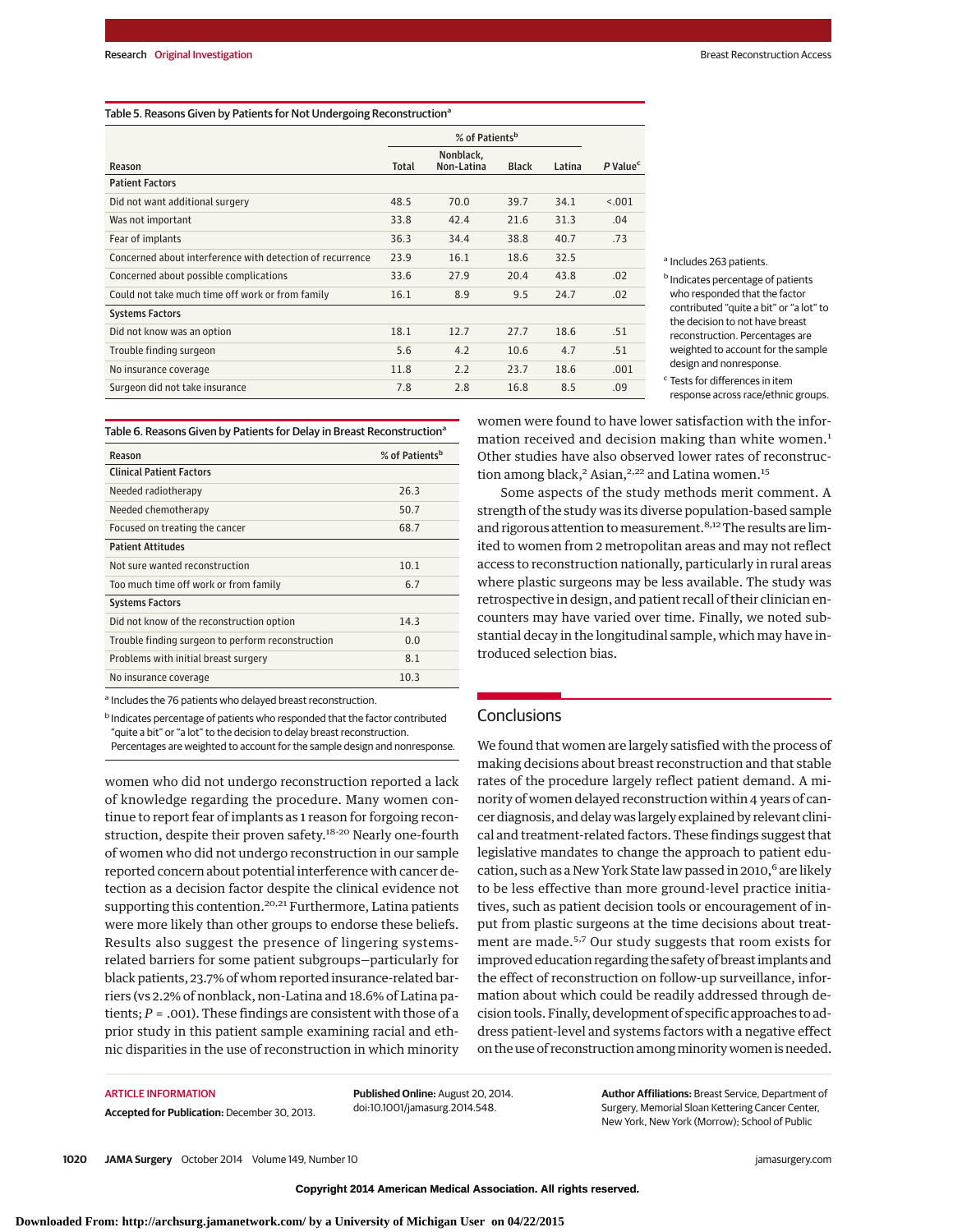Table 5. Reasons Given by Patients for Not Undergoing Reconstruction[a]

| Reason | % of Patients[b] | | | | P Value[c] |
|---|---|---|---|---|---|
| | Total | Nonblack, Non-Latina | Black | Latina | |
| **Patient Factors** | | | | | |
| Did not want additional surgery | 48.5 | 70.0 | 39.7 | 34.1 | <.001 |
| Was not important | 33.8 | 42.4 | 21.6 | 31.3 | .04 |
| Fear of implants | 36.3 | 34.4 | 38.8 | 40.7 | .73 |
| Concerned about interference with detection of recurrence | 23.9 | 16.1 | 18.6 | 32.5 | |
| Concerned about possible complications | 33.6 | 27.9 | 20.4 | 43.8 | .02 |
| Could not take much time off work or from family | 16.1 | 8.9 | 9.5 | 24.7 | .02 |
| **Systems Factors** | | | | | |
| Did not know was an option | 18.1 | 12.7 | 27.7 | 18.6 | .51 |
| Trouble finding surgeon | 5.6 | 4.2 | 10.6 | 4.7 | .51 |
| No insurance coverage | 11.8 | 2.2 | 23.7 | 18.6 | .001 |
| Surgeon did not take insurance | 7.8 | 2.8 | 16.8 | 8.5 | .09 |

[a] Includes 263 patients.

[b] Indicates percentage of patients who responded that the factor contributed "quite a bit" or "a lot" to the decision to not have breast reconstruction. Percentages are weighted to account for the sample design and nonresponse.

[c] Tests for differences in item response across race/ethnic groups.

Table 6. Reasons Given by Patients for Delay in Breast Reconstruction[a]

| Reason | % of Patients[b] |
|---|---|
| **Clinical Patient Factors** | |
| Needed radiotherapy | 26.3 |
| Needed chemotherapy | 50.7 |
| Focused on treating the cancer | 68.7 |
| **Patient Attitudes** | |
| Not sure wanted reconstruction | 10.1 |
| Too much time off work or from family | 6.7 |
| **Systems Factors** | |
| Did not know of the reconstruction option | 14.3 |
| Trouble finding surgeon to perform reconstruction | 0.0 |
| Problems with initial breast surgery | 8.1 |
| No insurance coverage | 10.3 |

[a] Includes the 76 patients who delayed breast reconstruction.

[b] Indicates percentage of patients who responded that the factor contributed "quite a bit" or "a lot" to the decision to delay breast reconstruction. Percentages are weighted to account for the sample design and nonresponse.

women who did not undergo reconstruction reported a lack of knowledge regarding the procedure. Many women continue to report fear of implants as 1 reason for forgoing reconstruction, despite their proven safety.[18-20] Nearly one-fourth of women who did not undergo reconstruction in our sample reported concern about potential interference with cancer detection as a decision factor despite the clinical evidence not supporting this contention.[20,21] Furthermore, Latina patients were more likely than other groups to endorse these beliefs. Results also suggest the presence of lingering systems-related barriers for some patient subgroups—particularly for black patients, 23.7% of whom reported insurance-related barriers (vs 2.2% of nonblack, non-Latina and 18.6% of Latina patients; $P = .001$). These findings are consistent with those of a prior study in this patient sample examining racial and ethnic disparities in the use of reconstruction in which minority women were found to have lower satisfaction with the information received and decision making than white women.[1] Other studies have also observed lower rates of reconstruction among black,[2] Asian,[2,22] and Latina women.[15]

Some aspects of the study methods merit comment. A strength of the study was its diverse population-based sample and rigorous attention to measurement.[8,12] The results are limited to women from 2 metropolitan areas and may not reflect access to reconstruction nationally, particularly in rural areas where plastic surgeons may be less available. The study was retrospective in design, and patient recall of their clinician encounters may have varied over time. Finally, we noted substantial decay in the longitudinal sample, which may have introduced selection bias.

## Conclusions

We found that women are largely satisfied with the process of making decisions about breast reconstruction and that stable rates of the procedure largely reflect patient demand. A minority of women delayed reconstruction within 4 years of cancer diagnosis, and delay was largely explained by relevant clinical and treatment-related factors. These findings suggest that legislative mandates to change the approach to patient education, such as a New York State law passed in 2010,[6] are likely to be less effective than more ground-level practice initiatives, such as patient decision tools or encouragement of input from plastic surgeons at the time decisions about treatment are made.[5,7] Our study suggests that room exists for improved education regarding the safety of breast implants and the effect of reconstruction on follow-up surveillance, information about which could be readily addressed through decision tools. Finally, development of specific approaches to address patient-level and systems factors with a negative effect on the use of reconstruction among minority women is needed.

ARTICLE INFORMATION

**Accepted for Publication:** December 30, 2013.

**Published Online:** August 20, 2014. doi:10.1001/jamasurg.2014.548.

**Author Affiliations:** Breast Service, Department of Surgery, Memorial Sloan Kettering Cancer Center, New York, New York (Morrow); School of Public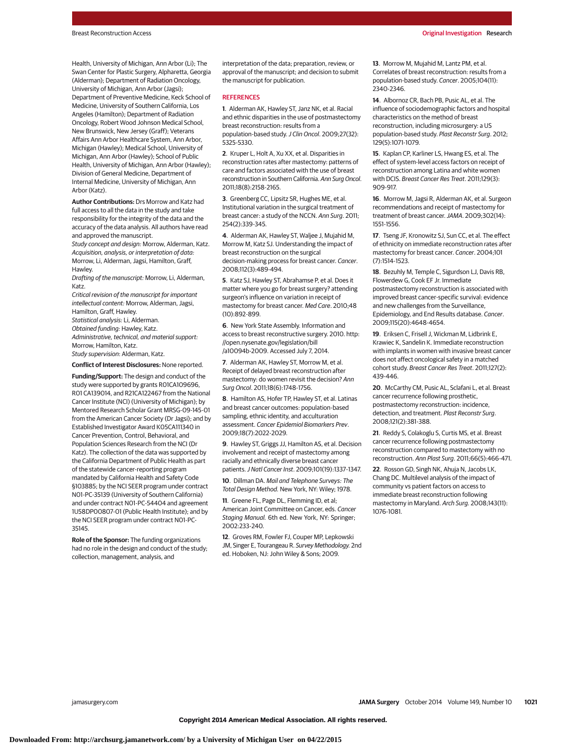Health, University of Michigan, Ann Arbor (Li); The Swan Center for Plastic Surgery, Alpharetta, Georgia (Alderman); Department of Radiation Oncology, University of Michigan, Ann Arbor (Jagsi); Department of Preventive Medicine, Keck School of Medicine, University of Southern California, Los Angeles (Hamilton); Department of Radiation Oncology, Robert Wood Johnson Medical School, New Brunswick, New Jersey (Graff); Veterans Affairs Ann Arbor Healthcare System, Ann Arbor, Michigan (Hawley); Medical School, University of Michigan, Ann Arbor (Hawley); School of Public Health, University of Michigan, Ann Arbor (Hawley); Division of General Medicine, Department of Internal Medicine, University of Michigan, Ann Arbor (Katz).

**Author Contributions:** Drs Morrow and Katz had full access to all the data in the study and take responsibility for the integrity of the data and the accuracy of the data analysis. All authors have read and approved the manuscript.
*Study concept and design:* Morrow, Alderman, Katz.
*Acquisition, analysis, or interpretation of data:* Morrow, Li, Alderman, Jagsi, Hamilton, Graff, Hawley.
*Drafting of the manuscript:* Morrow, Li, Alderman, Katz.
*Critical revision of the manuscript for important intellectual content:* Morrow, Alderman, Jagsi, Hamilton, Graff, Hawley.
*Statistical analysis:* Li, Alderman.
*Obtained funding:* Hawley, Katz.
*Administrative, technical, and material support:* Morrow, Hamilton, Katz.
*Study supervision*: Alderman, Katz.

**Conflict of Interest Disclosures:** None reported.

**Funding/Support:** The design and conduct of the study were supported by grants R01CA109696, R01 CA139014, and R21CA122467 from the National Cancer Institute (NCI) (University of Michigan); by Mentored Research Scholar Grant MRSG-09-145-01 from the American Cancer Society (Dr Jagsi); and by Established Investigator Award K05CA111340 in Cancer Prevention, Control, Behavioral, and Population Sciences Research from the NCI (Dr Katz). The collection of the data was supported by the California Department of Public Health as part of the statewide cancer-reporting program mandated by California Health and Safety Code §103885; by the NCI SEER program under contract N01-PC-35139 (University of Southern California) and under contract N01-PC-54404 and agreement 1U58DP00807-01 (Public Health Institute); and by the NCI SEER program under contract N01-PC-35145.

**Role of the Sponsor:** The funding organizations had no role in the design and conduct of the study; collection, management, analysis, and interpretation of the data; preparation, review, or approval of the manuscript; and decision to submit the manuscript for publication.

## REFERENCES

**1**. Alderman AK, Hawley ST, Janz NK, et al. Racial and ethnic disparities in the use of postmastectomy breast reconstruction: results from a population-based study. *J Clin Oncol*. 2009;27(32):5325-5330.

**2**. Kruper L, Holt A, Xu XX, et al. Disparities in reconstruction rates after mastectomy: patterns of care and factors associated with the use of breast reconstruction in Southern California. *Ann Surg Oncol*. 2011;18(8):2158-2165.

**3**. Greenberg CC, Lipsitz SR, Hughes ME, et al. Institutional variation in the surgical treatment of breast cancer: a study of the NCCN. *Ann Surg*. 2011;254(2):339-345.

**4**. Alderman AK, Hawley ST, Waljee J, Mujahid M, Morrow M, Katz SJ. Understanding the impact of breast reconstruction on the surgical decision-making process for breast cancer. *Cancer*. 2008;112(3):489-494.

**5**. Katz SJ, Hawley ST, Abrahamse P, et al. Does it matter where you go for breast surgery? attending surgeon's influence on variation in receipt of mastectomy for breast cancer. *Med Care*. 2010;48(10):892-899.

**6**. New York State Assembly. Information and access to breast reconstructive surgery. 2010. http://open.nysenate.gov/legislation/bill/a10094b-2009. Accessed July 7, 2014.

**7**. Alderman AK, Hawley ST, Morrow M, et al. Receipt of delayed breast reconstruction after mastectomy: do women revisit the decision? *Ann Surg Oncol*. 2011;18(6):1748-1756.

**8**. Hamilton AS, Hofer TP, Hawley ST, et al. Latinas and breast cancer outcomes: population-based sampling, ethnic identity, and acculturation assessment. *Cancer Epidemiol Biomarkers Prev*. 2009;18(7):2022-2029.

**9**. Hawley ST, Griggs JJ, Hamilton AS, et al. Decision involvement and receipt of mastectomy among racially and ethnically diverse breast cancer patients. *J Natl Cancer Inst*. 2009;101(19):1337-1347.

**10**. Dillman DA. *Mail and Telephone Surveys: The Total Design Method.* New York, NY: Wiley; 1978.

**11**. Greene FL, Page DL, Flemming ID, et al; American Joint Committee on Cancer, eds. *Cancer Staging Manual.* 6th ed. New York, NY: Springer; 2002:233-240.

**12**. Groves RM, Fowler FJ, Couper MP, Lepkowski JM, Singer E, Tourangeau R. *Survey Methodology.* 2nd ed. Hoboken, NJ: John Wiley & Sons; 2009.

**13**. Morrow M, Mujahid M, Lantz PM, et al. Correlates of breast reconstruction: results from a population-based study. *Cancer*. 2005;104(11):2340-2346.

**14**. Albornoz CR, Bach PB, Pusic AL, et al. The influence of sociodemographic factors and hospital characteristics on the method of breast reconstruction, including microsurgery: a US population-based study. *Plast Reconstr Surg*. 2012;129(5):1071-1079.

**15**. Kaplan CP, Karliner LS, Hwang ES, et al. The effect of system-level access factors on receipt of reconstruction among Latina and white women with DCIS. *Breast Cancer Res Treat*. 2011;129(3):909-917.

**16**. Morrow M, Jagsi R, Alderman AK, et al. Surgeon recommendations and receipt of mastectomy for treatment of breast cancer. *JAMA*. 2009;302(14):1551-1556.

**17**. Tseng JF, Kronowitz SJ, Sun CC, et al. The effect of ethnicity on immediate reconstruction rates after mastectomy for breast cancer. *Cancer*. 2004;101(7):1514-1523.

**18**. Bezuhly M, Temple C, Sigurdson LJ, Davis RB, Flowerdew G, Cook EF Jr. Immediate postmastectomy reconstruction is associated with improved breast cancer-specific survival: evidence and new challenges from the Surveillance, Epidemiology, and End Results database. *Cancer*. 2009;115(20):4648-4654.

**19**. Eriksen C, Frisell J, Wickman M, Lidbrink E, Krawiec K, Sandelin K. Immediate reconstruction with implants in women with invasive breast cancer does not affect oncological safety in a matched cohort study. *Breast Cancer Res Treat*. 2011;127(2):439-446.

**20**. McCarthy CM, Pusic AL, Sclafani L, et al. Breast cancer recurrence following prosthetic, postmastectomy reconstruction: incidence, detection, and treatment. *Plast Reconstr Surg*. 2008;121(2):381-388.

**21**. Reddy S, Colakoglu S, Curtis MS, et al. Breast cancer recurrence following postmastectomy reconstruction compared to mastectomy with no reconstruction. *Ann Plast Surg*. 2011;66(5):466-471.

**22**. Rosson GD, Singh NK, Ahuja N, Jacobs LK, Chang DC. Multilevel analysis of the impact of community vs patient factors on access to immediate breast reconstruction following mastectomy in Maryland. *Arch Surg*. 2008;143(11):1076-1081.